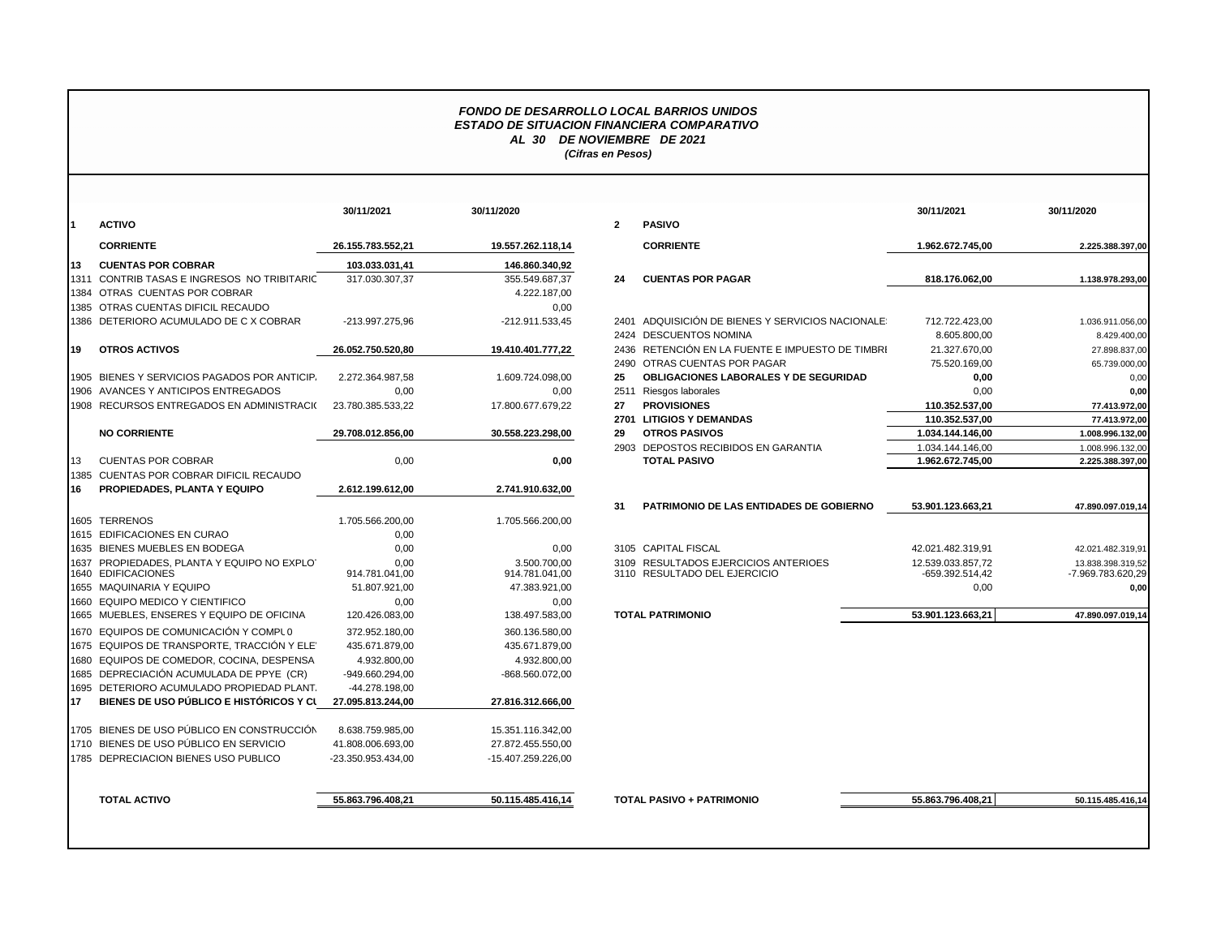***FONDO DE DESARROLLO LOCAL BARRIOS UNIDOS***
***ESTADO DE SITUACION FINANCIERA COMPARATIVO***
***AL 30 DE NOVIEMBRE DE 2021***
***(Cifras en Pesos)***

| | | 30/11/2021 | 30/11/2020 |
|---|---|---|---|
| **1** | **ACTIVO** | | |
| | **CORRIENTE** | **26.155.783.552,21** | **19.557.262.118,14** |
| **13** | **CUENTAS POR COBRAR** | **103.033.031,41** | **146.860.340,92** |
| 1311 | CONTRIB TASAS E INGRESOS NO TRIBITARIC | 317.030.307,37 | 355.549.687,37 |
| 1384 | OTRAS CUENTAS POR COBRAR | | 4.222.187,00 |
| 1385 | OTRAS CUENTAS DIFICIL RECAUDO | | 0,00 |
| 1386 | DETERIORO ACUMULADO DE C X COBRAR | -213.997.275,96 | -212.911.533,45 |
| **19** | **OTROS ACTIVOS** | **26.052.750.520,80** | **19.410.401.777,22** |
| 1905 | BIENES Y SERVICIOS PAGADOS POR ANTICIP. | 2.272.364.987,58 | 1.609.724.098,00 |
| 1906 | AVANCES Y ANTICIPOS ENTREGADOS | 0,00 | 0,00 |
| 1908 | RECURSOS ENTREGADOS EN ADMINISTRACIO | 23.780.385.533,22 | 17.800.677.679,22 |
| | **NO CORRIENTE** | **29.708.012.856,00** | **30.558.223.298,00** |
| 13 | CUENTAS POR COBRAR | 0,00 | **0,00** |
| 1385 | CUENTAS POR COBRAR DIFICIL RECAUDO | | |
| **16** | **PROPIEDADES, PLANTA Y EQUIPO** | **2.612.199.612,00** | **2.741.910.632,00** |
| 1605 | TERRENOS | 1.705.566.200,00 | 1.705.566.200,00 |
| 1615 | EDIFICACIONES EN CURAO | 0,00 | |
| 1635 | BIENES MUEBLES EN BODEGA | 0,00 | 0,00 |
| 1637 | PROPIEDADES, PLANTA Y EQUIPO NO EXPLOT | 0,00 | 3.500.700,00 |
| 1640 | EDIFICACIONES | 914.781.041,00 | 914.781.041,00 |
| 1655 | MAQUINARIA Y EQUIPO | 51.807.921,00 | 47.383.921,00 |
| 1660 | EQUIPO MEDICO Y CIENTIFICO | 0,00 | 0,00 |
| 1665 | MUEBLES, ENSERES Y EQUIPO DE OFICINA | 120.426.083,00 | 138.497.583,00 |
| 1670 | EQUIPOS DE COMUNICACIÓN Y COMPU 0 | 372.952.180,00 | 360.136.580,00 |
| 1675 | EQUIPOS DE TRANSPORTE, TRACCIÓN Y ELE | 435.671.879,00 | 435.671.879,00 |
| 1680 | EQUIPOS DE COMEDOR, COCINA, DESPENSA | 4.932.800,00 | 4.932.800,00 |
| 1685 | DEPRECIACIÓN ACUMULADA DE PPYE (CR) | -949.660.294,00 | -868.560.072,00 |
| 1695 | DETERIORO ACUMULADO PROPIEDAD PLANT. | -44.278.198,00 | |
| **17** | **BIENES DE USO PÚBLICO E HISTÓRICOS Y CU** | **27.095.813.244,00** | **27.816.312.666,00** |
| 1705 | BIENES DE USO PÚBLICO EN CONSTRUCCIÓN | 8.638.759.985,00 | 15.351.116.342,00 |
| 1710 | BIENES DE USO PÚBLICO EN SERVICIO | 41.808.006.693,00 | 27.872.455.550,00 |
| 1785 | DEPRECIACION BIENES USO PUBLICO | -23.350.953.434,00 | -15.407.259.226,00 |
| | **TOTAL ACTIVO** | **55.863.796.408,21** | **50.115.485.416,14** |

| | | 30/11/2021 | 30/11/2020 |
|---|---|---|---|
| **2** | **PASIVO** | | |
| | **CORRIENTE** | **1.962.672.745,00** | **2.225.388.397,00** |
| **24** | **CUENTAS POR PAGAR** | **818.176.062,00** | **1.138.978.293,00** |
| 2401 | ADQUISICIÓN DE BIENES Y SERVICIOS NACIONALE | 712.722.423,00 | 1.036.911.056,00 |
| 2424 | DESCUENTOS NOMINA | 8.605.800,00 | 8.429.400,00 |
| 2436 | RETENCIÓN EN LA FUENTE E IMPUESTO DE TIMBRI | 21.327.670,00 | 27.898.837,00 |
| 2490 | OTRAS CUENTAS POR PAGAR | 75.520.169,00 | 65.739.000,00 |
| **25** | **OBLIGACIONES LABORALES Y DE SEGURIDAD** | **0,00** | 0,00 |
| 2511 | Riesgos laborales | 0,00 | **0,00** |
| **27** | **PROVISIONES** | **110.352.537,00** | **77.413.972,00** |
| **2701** | **LITIGIOS Y DEMANDAS** | **110.352.537,00** | **77.413.972,00** |
| **29** | **OTROS PASIVOS** | **1.034.144.146,00** | **1.008.996.132,00** |
| 2903 | DEPOSTOS RECIBIDOS EN GARANTIA | 1.034.144.146,00 | 1.008.996.132,00 |
| | **TOTAL PASIVO** | **1.962.672.745,00** | **2.225.388.397,00** |
| **31** | **PATRIMONIO DE LAS ENTIDADES DE GOBIERNO** | **53.901.123.663,21** | **47.890.097.019,14** |
| 3105 | CAPITAL FISCAL | 42.021.482.319,91 | 42.021.482.319,91 |
| 3109 | RESULTADOS EJERCICIOS ANTERIOES | 12.539.033.857,72 | 13.838.398.319,52 |
| 3110 | RESULTADO DEL EJERCICIO | -659.392.514,42 | -7.969.783.620,29 |
| | | 0,00 | **0,00** |
| | **TOTAL PATRIMONIO** | **53.901.123.663,21** | **47.890.097.019,14** |
| | **TOTAL PASIVO + PATRIMONIO** | **55.863.796.408,21** | **50.115.485.416,14** |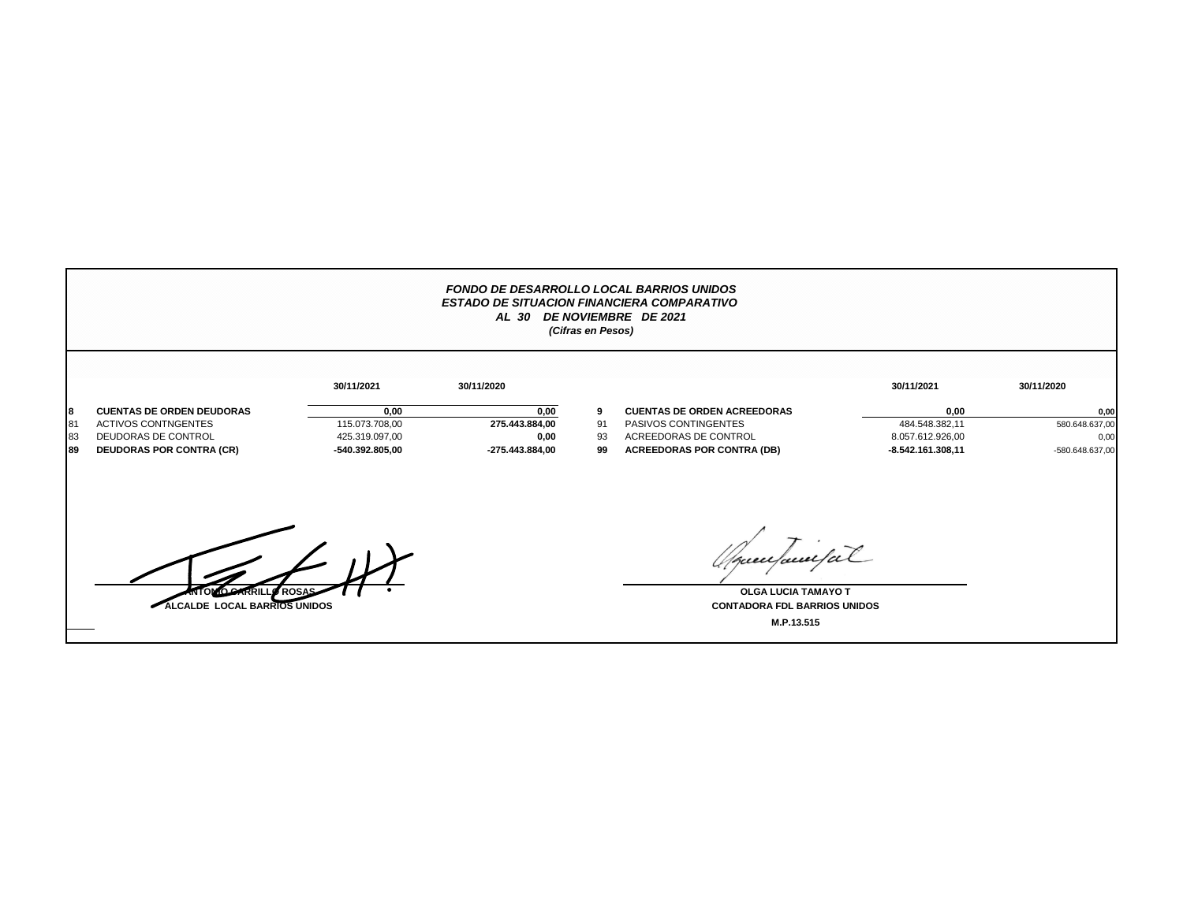***FONDO DE DESARROLLO LOCAL BARRIOS UNIDOS***
***ESTADO DE SITUACION FINANCIERA COMPARATIVO***
***AL 30 DE NOVIEMBRE DE 2021***
*(Cifras en Pesos)*

| | | 30/11/2021 | 30/11/2020 | | | 30/11/2021 | 30/11/2020 |
|---|---|---|---|---|---|---|---|
| **8** | **CUENTAS DE ORDEN DEUDORAS** | **0,00** | **0,00** | **9** | **CUENTAS DE ORDEN ACREEDORAS** | **0,00** | **0,00** |
| 81 | ACTIVOS CONTNGENTES | 115.073.708,00 | **275.443.884,00** | 91 | PASIVOS CONTINGENTES | 484.548.382,11 | 580.648.637,00 |
| 83 | DEUDORAS DE CONTROL | 425.319.097,00 | **0,00** | 93 | ACREEDORAS DE CONTROL | 8.057.612.926,00 | 0,00 |
| **89** | **DEUDORAS POR CONTRA (CR)** | **-540.392.805,00** | **-275.443.884,00** | **99** | **ACREEDORAS POR CONTRA (DB)** | **-8.542.161.308,11** | -580.648.637,00 |

**ANTONIO CARRILLO ROSAS**
**ALCALDE LOCAL BARRIOS UNIDOS**

**OLGA LUCIA TAMAYO T**
**CONTADORA FDL BARRIOS UNIDOS**
**M.P.13.515**